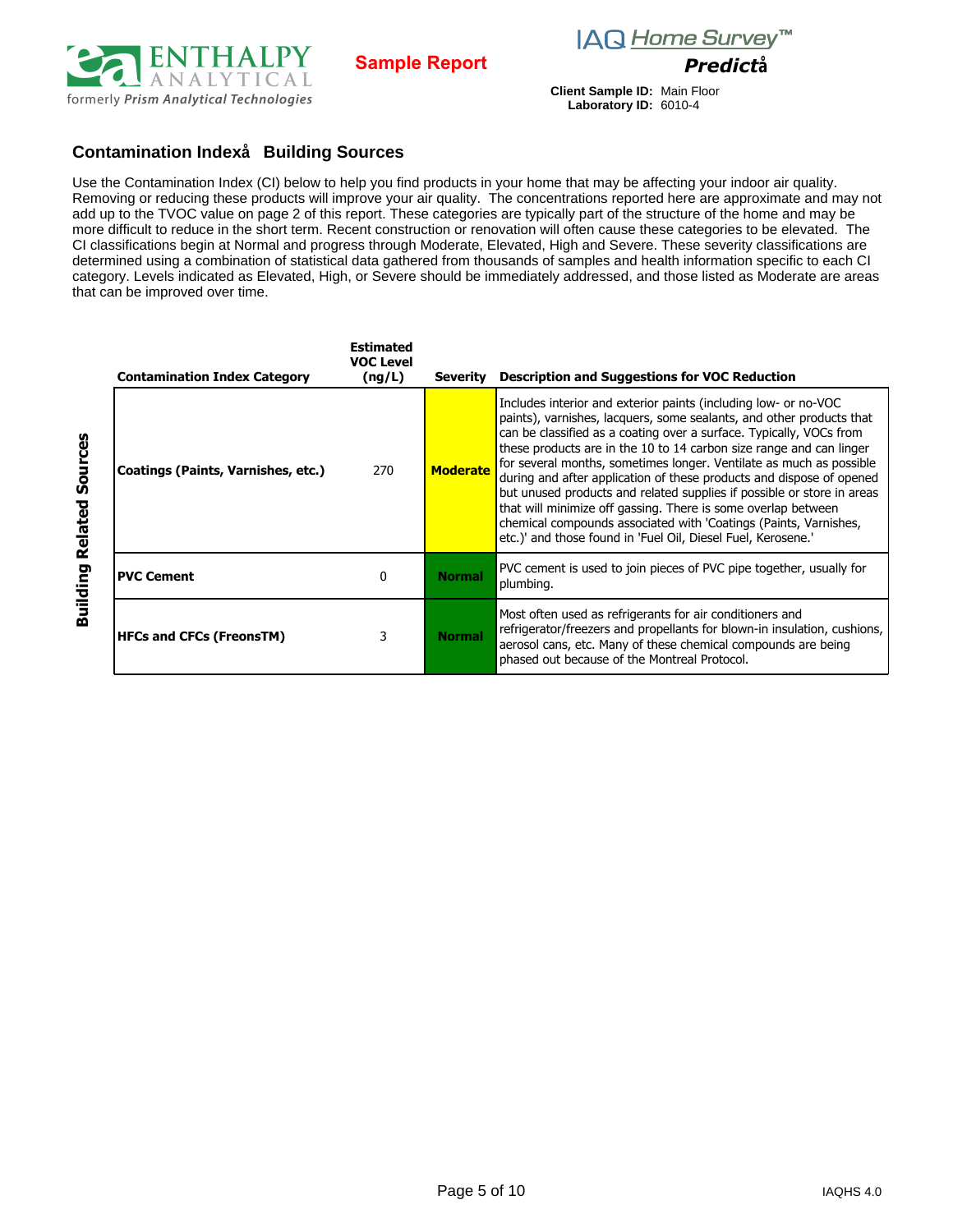Sample Report

**IAQ Home Survey™**
***Predictå***

**Client Sample ID:** Main Floor
**Laboratory ID:** 6010-4

## Contamination Indexå Building Sources

Use the Contamination Index (CI) below to help you find products in your home that may be affecting your indoor air quality. Removing or reducing these products will improve your air quality. The concentrations reported here are approximate and may not add up to the TVOC value on page 2 of this report. These categories are typically part of the structure of the home and may be more difficult to reduce in the short term. Recent construction or renovation will often cause these categories to be elevated. The CI classifications begin at Normal and progress through Moderate, Elevated, High and Severe. These severity classifications are determined using a combination of statistical data gathered from thousands of samples and health information specific to each CI category. Levels indicated as Elevated, High, or Severe should be immediately addressed, and those listed as Moderate are areas that can be improved over time.

**Building Related Sources**

| Contamination Index Category | Estimated VOC Level (ng/L) | Severity | Description and Suggestions for VOC Reduction |
|---|---|---|---|
| **Coatings (Paints, Varnishes, etc.)** | 270 | **Moderate** | Includes interior and exterior paints (including low- or no-VOC paints), varnishes, lacquers, some sealants, and other products that can be classified as a coating over a surface. Typically, VOCs from these products are in the 10 to 14 carbon size range and can linger for several months, sometimes longer. Ventilate as much as possible during and after application of these products and dispose of opened but unused products and related supplies if possible or store in areas that will minimize off gassing. There is some overlap between chemical compounds associated with 'Coatings (Paints, Varnishes, etc.)' and those found in 'Fuel Oil, Diesel Fuel, Kerosene.' |
| **PVC Cement** | 0 | **Normal** | PVC cement is used to join pieces of PVC pipe together, usually for plumbing. |
| **HFCs and CFCs (FreonsTM)** | 3 | **Normal** | Most often used as refrigerants for air conditioners and refrigerator/freezers and propellants for blown-in insulation, cushions, aerosol cans, etc. Many of these chemical compounds are being phased out because of the Montreal Protocol. |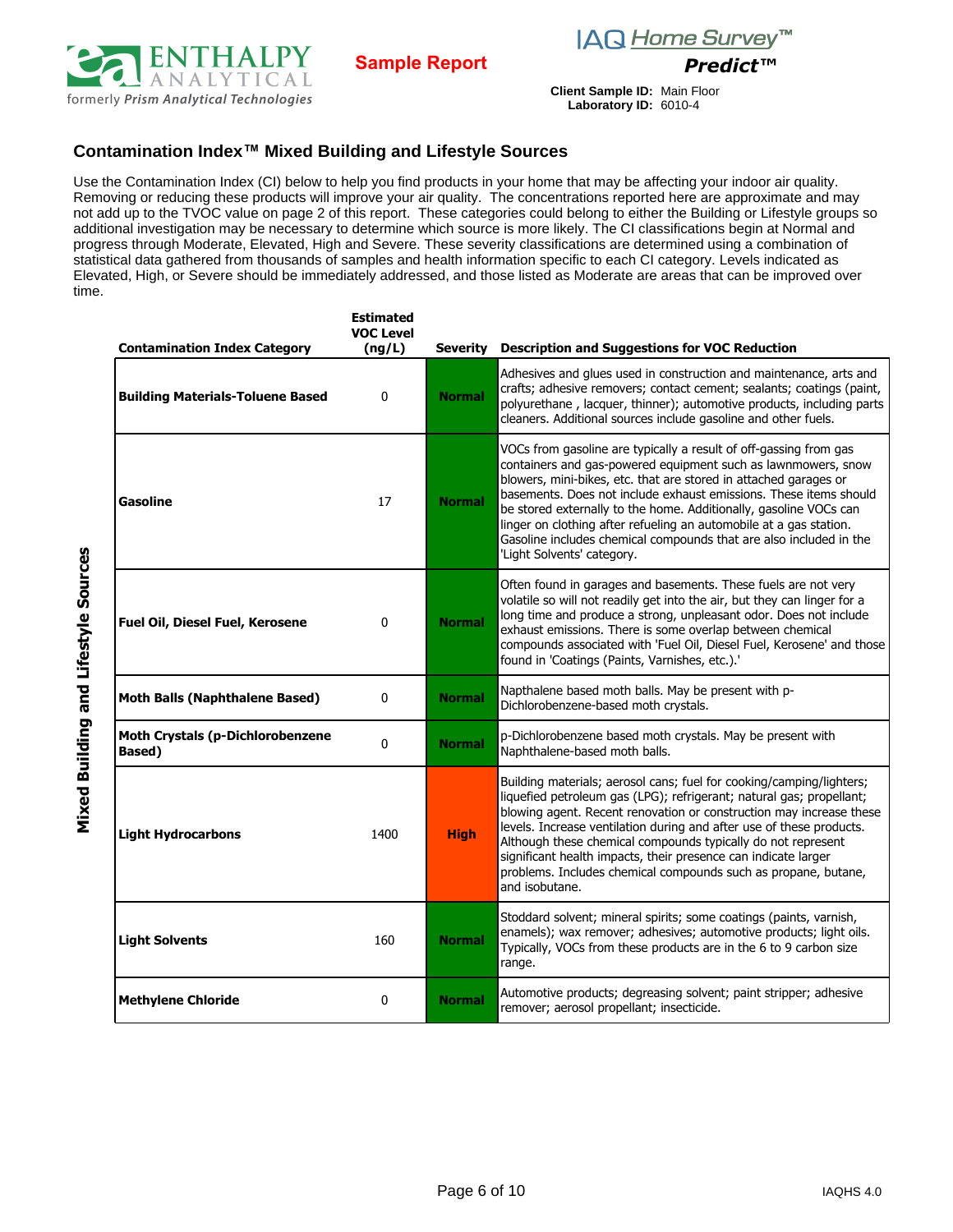Enthalpy Analytical
formerly Prism Analytical Technologies

**Sample Report**

IAQ Home Survey™
**Predict™**

**Client Sample ID:** Main Floor
**Laboratory ID:** 6010-4

## Contamination Index™ Mixed Building and Lifestyle Sources

Use the Contamination Index (CI) below to help you find products in your home that may be affecting your indoor air quality. Removing or reducing these products will improve your air quality. The concentrations reported here are approximate and may not add up to the TVOC value on page 2 of this report. These categories could belong to either the Building or Lifestyle groups so additional investigation may be necessary to determine which source is more likely. The CI classifications begin at Normal and progress through Moderate, Elevated, High and Severe. These severity classifications are determined using a combination of statistical data gathered from thousands of samples and health information specific to each CI category. Levels indicated as Elevated, High, or Severe should be immediately addressed, and those listed as Moderate are areas that can be improved over time.

**Mixed Building and Lifestyle Sources**

| Contamination Index Category | Estimated VOC Level (ng/L) | Severity | Description and Suggestions for VOC Reduction |
|---|---|---|---|
| **Building Materials-Toluene Based** | 0 | Normal | Adhesives and glues used in construction and maintenance, arts and crafts; adhesive removers; contact cement; sealants; coatings (paint, polyurethane , lacquer, thinner); automotive products, including parts cleaners. Additional sources include gasoline and other fuels. |
| **Gasoline** | 17 | Normal | VOCs from gasoline are typically a result of off-gassing from gas containers and gas-powered equipment such as lawnmowers, snow blowers, mini-bikes, etc. that are stored in attached garages or basements. Does not include exhaust emissions. These items should be stored externally to the home. Additionally, gasoline VOCs can linger on clothing after refueling an automobile at a gas station. Gasoline includes chemical compounds that are also included in the 'Light Solvents' category. |
| **Fuel Oil, Diesel Fuel, Kerosene** | 0 | Normal | Often found in garages and basements. These fuels are not very volatile so will not readily get into the air, but they can linger for a long time and produce a strong, unpleasant odor. Does not include exhaust emissions. There is some overlap between chemical compounds associated with 'Fuel Oil, Diesel Fuel, Kerosene' and those found in 'Coatings (Paints, Varnishes, etc.).' |
| **Moth Balls (Naphthalene Based)** | 0 | Normal | Napthalene based moth balls. May be present with p-Dichlorobenzene-based moth crystals. |
| **Moth Crystals (p-Dichlorobenzene Based)** | 0 | Normal | p-Dichlorobenzene based moth crystals. May be present with Naphthalene-based moth balls. |
| **Light Hydrocarbons** | 1400 | **High** | Building materials; aerosol cans; fuel for cooking/camping/lighters; liquefied petroleum gas (LPG); refrigerant; natural gas; propellant; blowing agent. Recent renovation or construction may increase these levels. Increase ventilation during and after use of these products. Although these chemical compounds typically do not represent significant health impacts, their presence can indicate larger problems. Includes chemical compounds such as propane, butane, and isobutane. |
| **Light Solvents** | 160 | Normal | Stoddard solvent; mineral spirits; some coatings (paints, varnish, enamels); wax remover; adhesives; automotive products; light oils. Typically, VOCs from these products are in the 6 to 9 carbon size range. |
| **Methylene Chloride** | 0 | Normal | Automotive products; degreasing solvent; paint stripper; adhesive remover; aerosol propellant; insecticide. |

IAQHS 4.0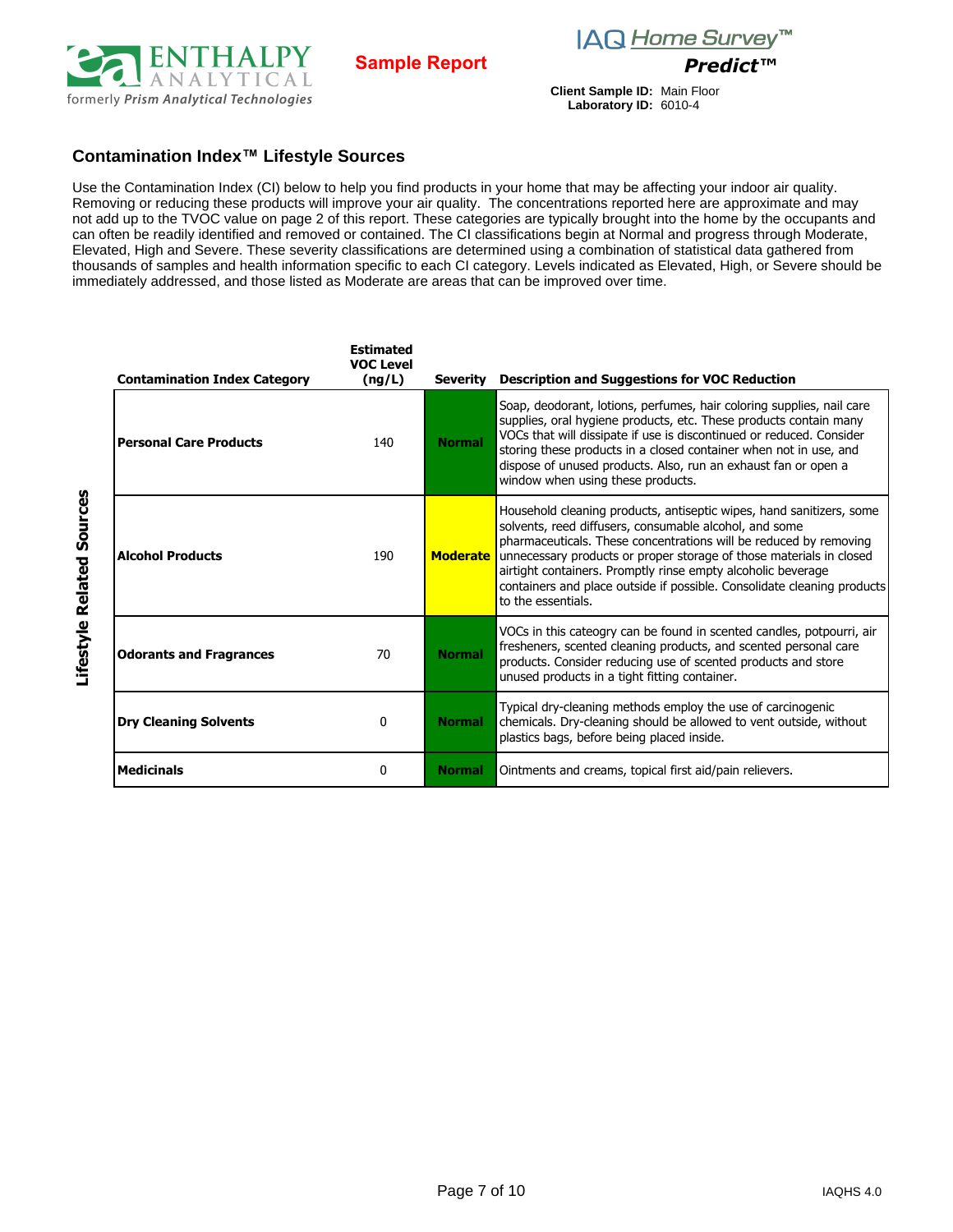Sample Report

**IAQ Home Survey™ Predict™**

**Client Sample ID:** Main Floor
**Laboratory ID:** 6010-4

## Contamination Index™ Lifestyle Sources

Use the Contamination Index (CI) below to help you find products in your home that may be affecting your indoor air quality. Removing or reducing these products will improve your air quality. The concentrations reported here are approximate and may not add up to the TVOC value on page 2 of this report. These categories are typically brought into the home by the occupants and can often be readily identified and removed or contained. The CI classifications begin at Normal and progress through Moderate, Elevated, High and Severe. These severity classifications are determined using a combination of statistical data gathered from thousands of samples and health information specific to each CI category. Levels indicated as Elevated, High, or Severe should be immediately addressed, and those listed as Moderate are areas that can be improved over time.

**Lifestyle Related Sources**

| Contamination Index Category | Estimated VOC Level (ng/L) | Severity | Description and Suggestions for VOC Reduction |
|---|---|---|---|
| **Personal Care Products** | 140 | **Normal** | Soap, deodorant, lotions, perfumes, hair coloring supplies, nail care supplies, oral hygiene products, etc. These products contain many VOCs that will dissipate if use is discontinued or reduced. Consider storing these products in a closed container when not in use, and dispose of unused products. Also, run an exhaust fan or open a window when using these products. |
| **Alcohol Products** | 190 | **Moderate** | Household cleaning products, antiseptic wipes, hand sanitizers, some solvents, reed diffusers, consumable alcohol, and some pharmaceuticals. These concentrations will be reduced by removing unnecessary products or proper storage of those materials in closed airtight containers. Promptly rinse empty alcoholic beverage containers and place outside if possible. Consolidate cleaning products to the essentials. |
| **Odorants and Fragrances** | 70 | **Normal** | VOCs in this cateogry can be found in scented candles, potpourri, air fresheners, scented cleaning products, and scented personal care products. Consider reducing use of scented products and store unused products in a tight fitting container. |
| **Dry Cleaning Solvents** | 0 | **Normal** | Typical dry-cleaning methods employ the use of carcinogenic chemicals. Dry-cleaning should be allowed to vent outside, without plastics bags, before being placed inside. |
| **Medicinals** | 0 | **Normal** | Ointments and creams, topical first aid/pain relievers. |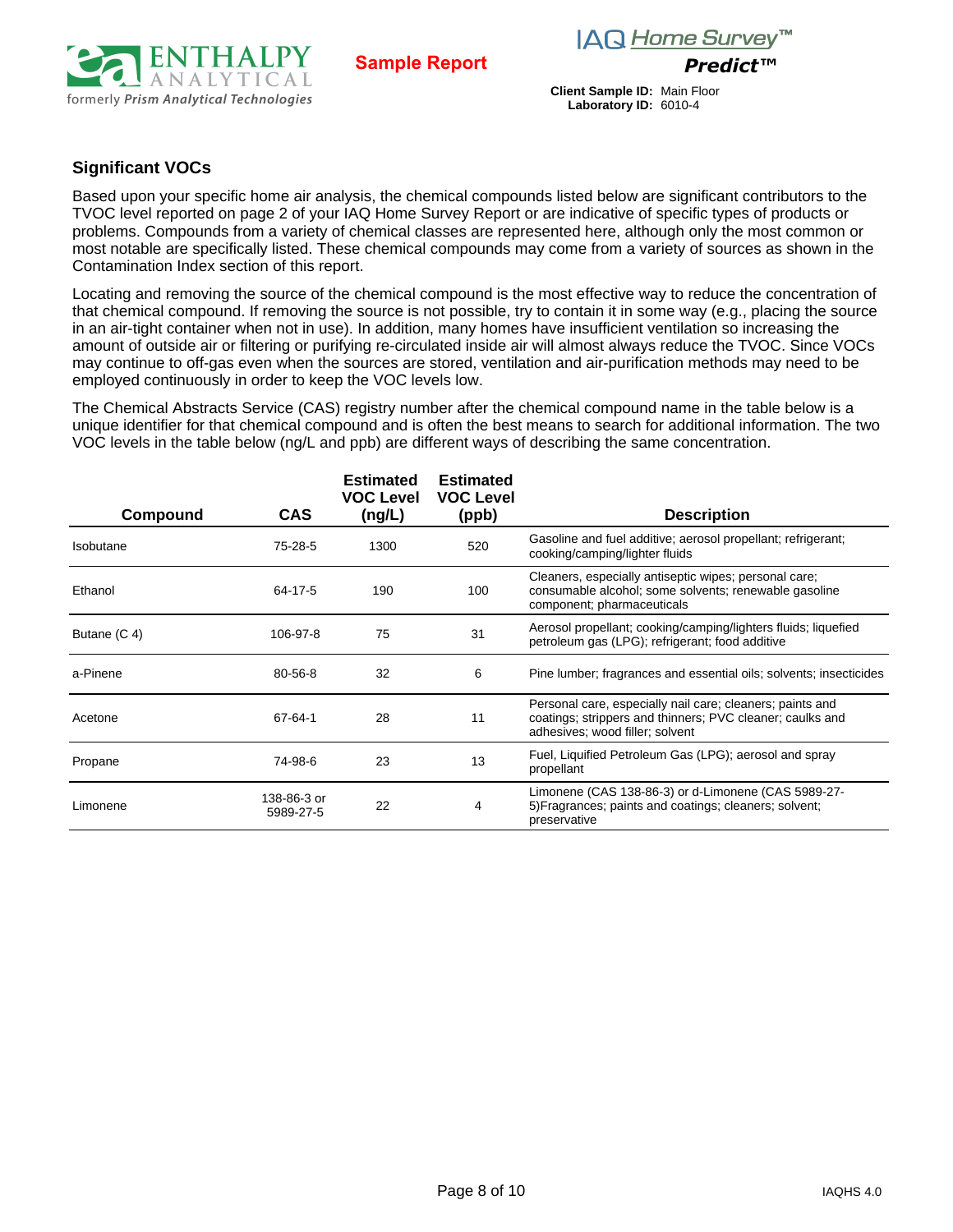## Significant VOCs

Based upon your specific home air analysis, the chemical compounds listed below are significant contributors to the TVOC level reported on page 2 of your IAQ Home Survey Report or are indicative of specific types of products or problems. Compounds from a variety of chemical classes are represented here, although only the most common or most notable are specifically listed. These chemical compounds may come from a variety of sources as shown in the Contamination Index section of this report.

Locating and removing the source of the chemical compound is the most effective way to reduce the concentration of that chemical compound. If removing the source is not possible, try to contain it in some way (e.g., placing the source in an air-tight container when not in use). In addition, many homes have insufficient ventilation so increasing the amount of outside air or filtering or purifying re-circulated inside air will almost always reduce the TVOC. Since VOCs may continue to off-gas even when the sources are stored, ventilation and air-purification methods may need to be employed continuously in order to keep the VOC levels low.

The Chemical Abstracts Service (CAS) registry number after the chemical compound name in the table below is a unique identifier for that chemical compound and is often the best means to search for additional information. The two VOC levels in the table below (ng/L and ppb) are different ways of describing the same concentration.

| Compound | CAS | Estimated VOC Level (ng/L) | Estimated VOC Level (ppb) | Description |
|---|---|---|---|---|
| Isobutane | 75-28-5 | 1300 | 520 | Gasoline and fuel additive; aerosol propellant; refrigerant; cooking/camping/lighter fluids |
| Ethanol | 64-17-5 | 190 | 100 | Cleaners, especially antiseptic wipes; personal care; consumable alcohol; some solvents; renewable gasoline component; pharmaceuticals |
| Butane (C 4) | 106-97-8 | 75 | 31 | Aerosol propellant; cooking/camping/lighters fluids; liquefied petroleum gas (LPG); refrigerant; food additive |
| a-Pinene | 80-56-8 | 32 | 6 | Pine lumber; fragrances and essential oils; solvents; insecticides |
| Acetone | 67-64-1 | 28 | 11 | Personal care, especially nail care; cleaners; paints and coatings; strippers and thinners; PVC cleaner; caulks and adhesives; wood filler; solvent |
| Propane | 74-98-6 | 23 | 13 | Fuel, Liquified Petroleum Gas (LPG); aerosol and spray propellant |
| Limonene | 138-86-3 or 5989-27-5 | 22 | 4 | Limonene (CAS 138-86-3) or d-Limonene (CAS 5989-27-5)Fragrances; paints and coatings; cleaners; solvent; preservative |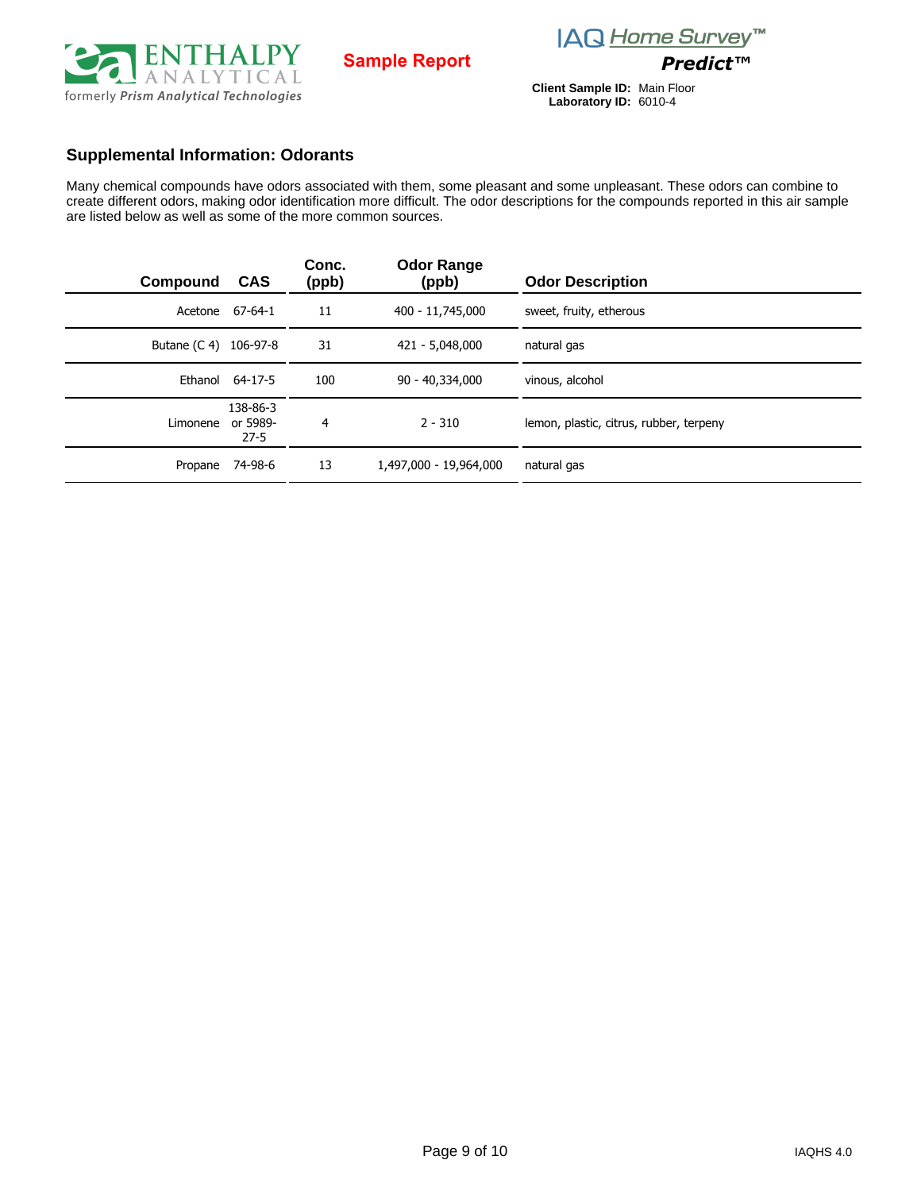Sample Report

**IAQ Home Survey™**
***Predict™***

**Client Sample ID:** Main Floor
**Laboratory ID:** 6010-4

## Supplemental Information: Odorants

Many chemical compounds have odors associated with them, some pleasant and some unpleasant. These odors can combine to create different odors, making odor identification more difficult. The odor descriptions for the compounds reported in this air sample are listed below as well as some of the more common sources.

| Compound | CAS | Conc. (ppb) | Odor Range (ppb) | Odor Description |
|---|---|---|---|---|
| Acetone | 67-64-1 | 11 | 400 - 11,745,000 | sweet, fruity, etherous |
| Butane (C 4) | 106-97-8 | 31 | 421 - 5,048,000 | natural gas |
| Ethanol | 64-17-5 | 100 | 90 - 40,334,000 | vinous, alcohol |
| Limonene | 138-86-3 or 5989-27-5 | 4 | 2 - 310 | lemon, plastic, citrus, rubber, terpeny |
| Propane | 74-98-6 | 13 | 1,497,000 - 19,964,000 | natural gas |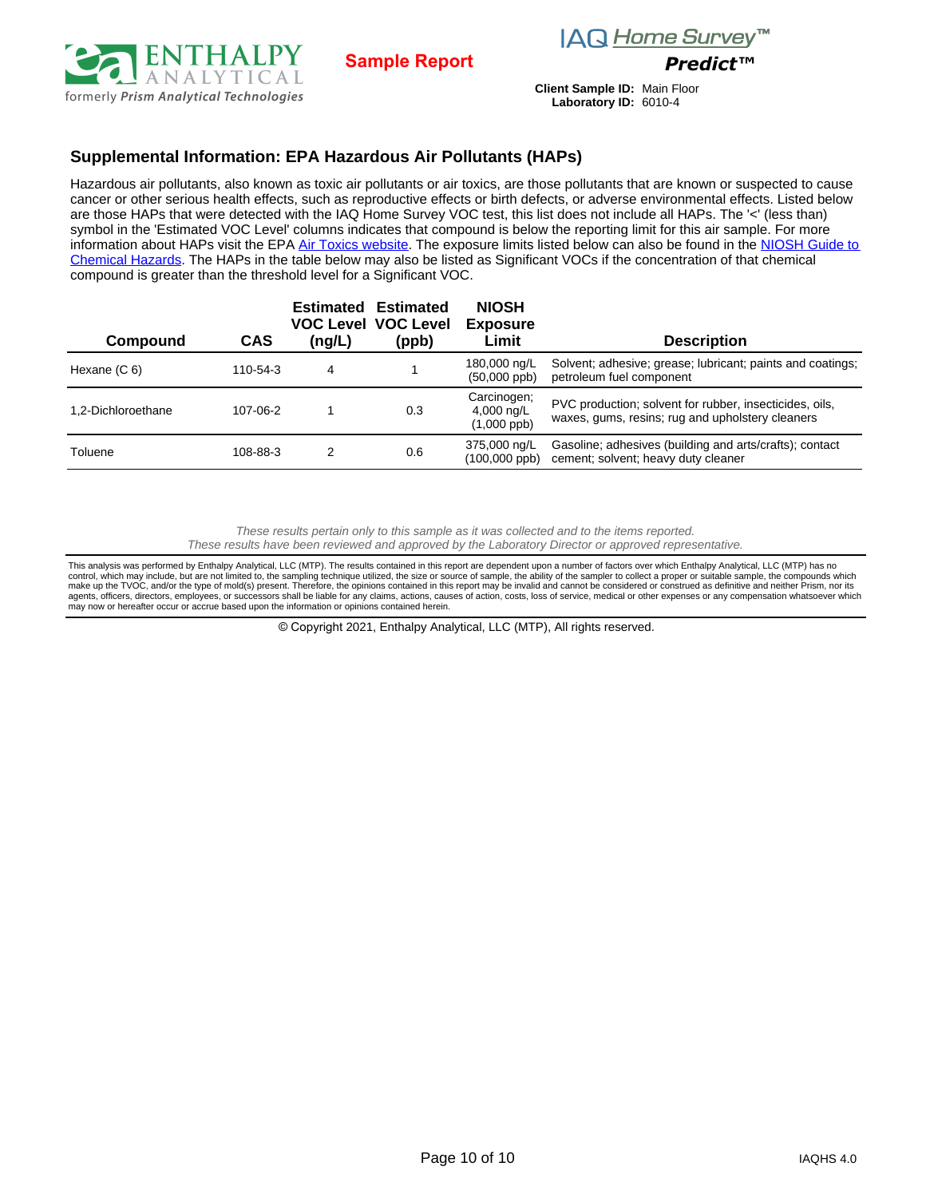ENTHALPY ANALYTICAL
formerly *Prism Analytical Technologies*

**Sample Report**

IAQ *Home Survey™*
***Predict™***

**Client Sample ID:** Main Floor
**Laboratory ID:** 6010-4

## Supplemental Information: EPA Hazardous Air Pollutants (HAPs)

Hazardous air pollutants, also known as toxic air pollutants or air toxics, are those pollutants that are known or suspected to cause cancer or other serious health effects, such as reproductive effects or birth defects, or adverse environmental effects. Listed below are those HAPs that were detected with the IAQ Home Survey VOC test, this list does not include all HAPs. The '<' (less than) symbol in the 'Estimated VOC Level' columns indicates that compound is below the reporting limit for this air sample. For more information about HAPs visit the EPA Air Toxics website. The exposure limits listed below can also be found in the NIOSH Guide to Chemical Hazards. The HAPs in the table below may also be listed as Significant VOCs if the concentration of that chemical compound is greater than the threshold level for a Significant VOC.

| Compound | CAS | Estimated VOC Level (ng/L) | Estimated VOC Level (ppb) | NIOSH Exposure Limit | Description |
|---|---|---|---|---|---|
| Hexane (C 6) | 110-54-3 | 4 | 1 | 180,000 ng/L (50,000 ppb) | Solvent; adhesive; grease; lubricant; paints and coatings; petroleum fuel component |
| 1,2-Dichloroethane | 107-06-2 | 1 | 0.3 | Carcinogen; 4,000 ng/L (1,000 ppb) | PVC production; solvent for rubber, insecticides, oils, waxes, gums, resins; rug and upholstery cleaners |
| Toluene | 108-88-3 | 2 | 0.6 | 375,000 ng/L (100,000 ppb) | Gasoline; adhesives (building and arts/crafts); contact cement; solvent; heavy duty cleaner |

*These results pertain only to this sample as it was collected and to the items reported.*
*These results have been reviewed and approved by the Laboratory Director or approved representative.*

This analysis was performed by Enthalpy Analytical, LLC (MTP). The results contained in this report are dependent upon a number of factors over which Enthalpy Analytical, LLC (MTP) has no control, which may include, but are not limited to, the sampling technique utilized, the size or source of sample, the ability of the sampler to collect a proper or suitable sample, the compounds which make up the TVOC, and/or the type of mold(s) present. Therefore, the opinions contained in this report may be invalid and cannot be considered or construed as definitive and neither Prism, nor its agents, officers, directors, employees, or successors shall be liable for any claims, actions, causes of action, costs, loss of service, medical or other expenses or any compensation whatsoever which may now or hereafter occur or accrue based upon the information or opinions contained herein.

© Copyright 2021, Enthalpy Analytical, LLC (MTP), All rights reserved.

IAQHS 4.0